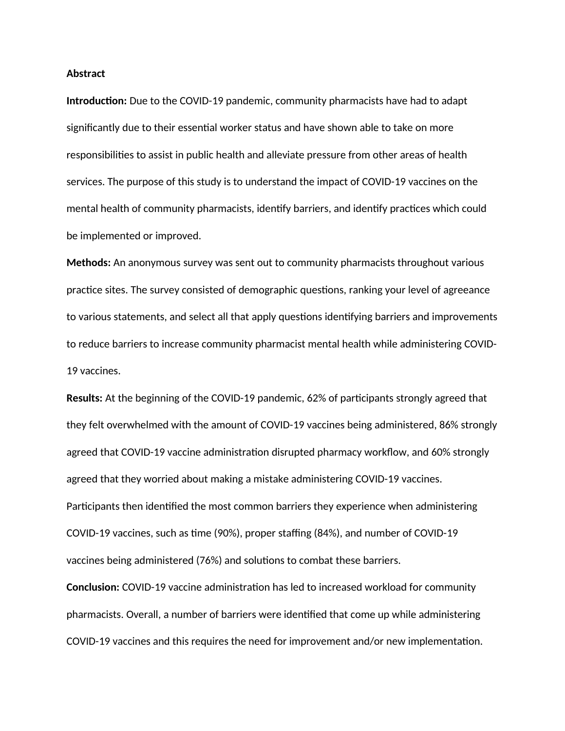**Abstract**

**Introduction:** Due to the COVID-19 pandemic, community pharmacists have had to adapt significantly due to their essential worker status and have shown able to take on more responsibilities to assist in public health and alleviate pressure from other areas of health services. The purpose of this study is to understand the impact of COVID-19 vaccines on the mental health of community pharmacists, identify barriers, and identify practices which could be implemented or improved.

**Methods:** An anonymous survey was sent out to community pharmacists throughout various practice sites. The survey consisted of demographic questions, ranking your level of agreeance to various statements, and select all that apply questions identifying barriers and improvements to reduce barriers to increase community pharmacist mental health while administering COVID-19 vaccines.

**Results:** At the beginning of the COVID-19 pandemic, 62% of participants strongly agreed that they felt overwhelmed with the amount of COVID-19 vaccines being administered, 86% strongly agreed that COVID-19 vaccine administration disrupted pharmacy workflow, and 60% strongly agreed that they worried about making a mistake administering COVID-19 vaccines. Participants then identified the most common barriers they experience when administering COVID-19 vaccines, such as time (90%), proper staffing (84%), and number of COVID-19 vaccines being administered (76%) and solutions to combat these barriers.

**Conclusion:** COVID-19 vaccine administration has led to increased workload for community pharmacists. Overall, a number of barriers were identified that come up while administering COVID-19 vaccines and this requires the need for improvement and/or new implementation.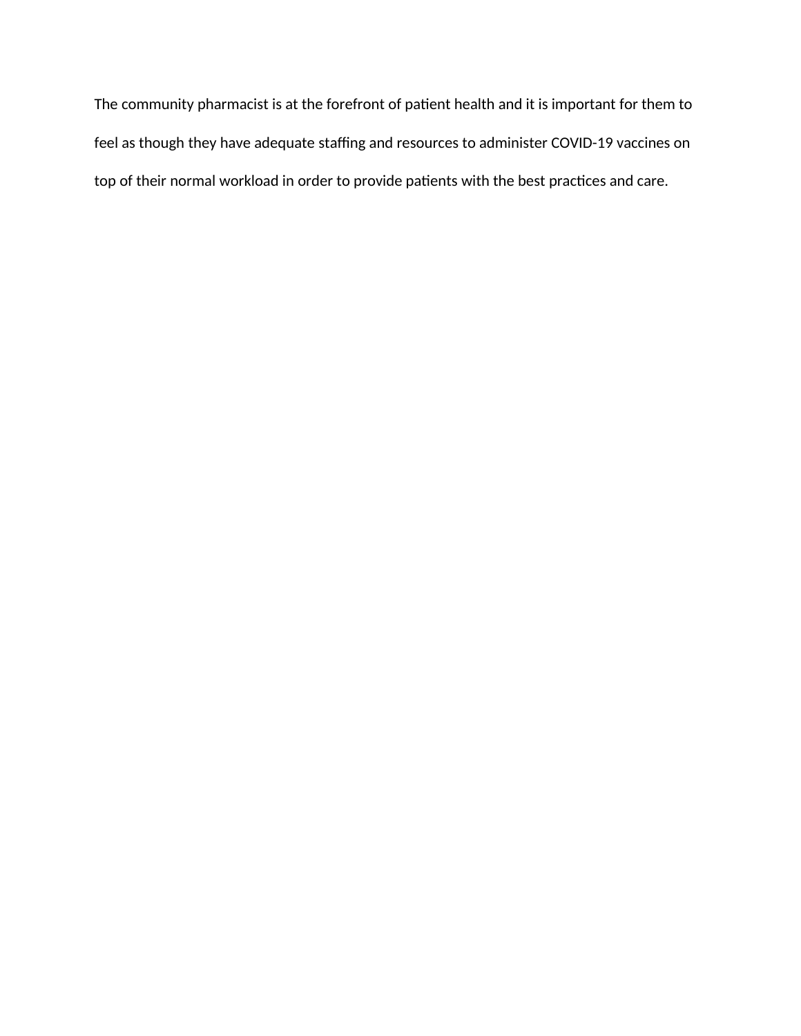The community pharmacist is at the forefront of patient health and it is important for them to feel as though they have adequate staffing and resources to administer COVID-19 vaccines on top of their normal workload in order to provide patients with the best practices and care.